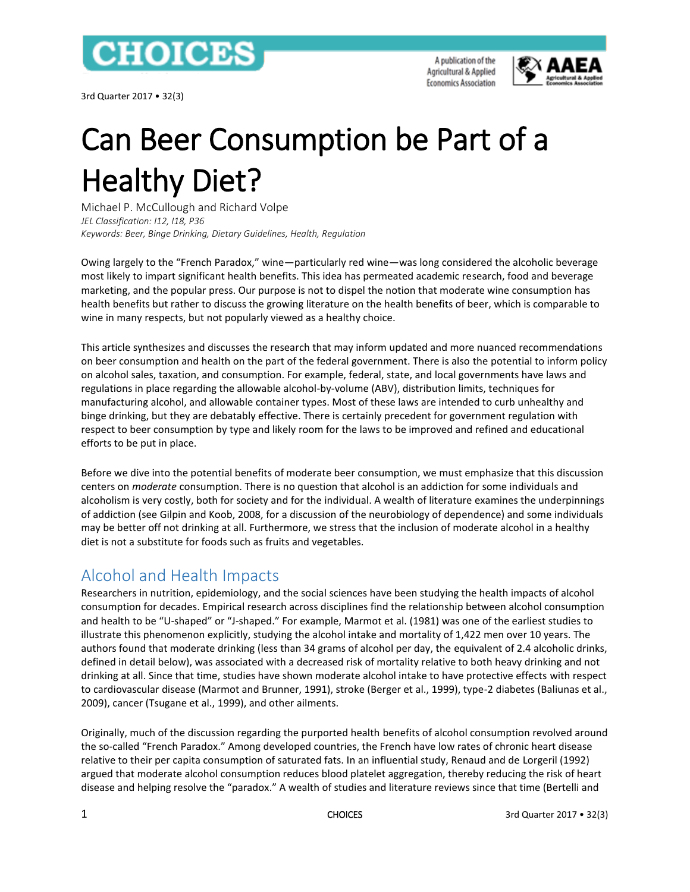# Can Beer Consumption be Part of a Healthy Diet?

Michael P. McCullough and Richard Volpe

*JEL Classification: I12, I18, P36*

*Keywords: Beer, Binge Drinking, Dietary Guidelines, Health, Regulation*

Owing largely to the "French Paradox," wine—particularly red wine—was long considered the alcoholic beverage most likely to impart significant health benefits. This idea has permeated academic research, food and beverage marketing, and the popular press. Our purpose is not to dispel the notion that moderate wine consumption has health benefits but rather to discuss the growing literature on the health benefits of beer, which is comparable to wine in many respects, but not popularly viewed as a healthy choice.

This article synthesizes and discusses the research that may inform updated and more nuanced recommendations on beer consumption and health on the part of the federal government. There is also the potential to inform policy on alcohol sales, taxation, and consumption. For example, federal, state, and local governments have laws and regulations in place regarding the allowable alcohol-by-volume (ABV), distribution limits, techniques for manufacturing alcohol, and allowable container types. Most of these laws are intended to curb unhealthy and binge drinking, but they are debatably effective. There is certainly precedent for government regulation with respect to beer consumption by type and likely room for the laws to be improved and refined and educational efforts to be put in place.

Before we dive into the potential benefits of moderate beer consumption, we must emphasize that this discussion centers on *moderate* consumption. There is no question that alcohol is an addiction for some individuals and alcoholism is very costly, both for society and for the individual. A wealth of literature examines the underpinnings of addiction (see Gilpin and Koob, 2008, for a discussion of the neurobiology of dependence) and some individuals may be better off not drinking at all. Furthermore, we stress that the inclusion of moderate alcohol in a healthy diet is not a substitute for foods such as fruits and vegetables.

## Alcohol and Health Impacts

Researchers in nutrition, epidemiology, and the social sciences have been studying the health impacts of alcohol consumption for decades. Empirical research across disciplines find the relationship between alcohol consumption and health to be "U-shaped" or "J-shaped." For example, Marmot et al. (1981) was one of the earliest studies to illustrate this phenomenon explicitly, studying the alcohol intake and mortality of 1,422 men over 10 years. The authors found that moderate drinking (less than 34 grams of alcohol per day, the equivalent of 2.4 alcoholic drinks, defined in detail below), was associated with a decreased risk of mortality relative to both heavy drinking and not drinking at all. Since that time, studies have shown moderate alcohol intake to have protective effects with respect to cardiovascular disease (Marmot and Brunner, 1991), stroke (Berger et al., 1999), type-2 diabetes (Baliunas et al., 2009), cancer (Tsugane et al., 1999), and other ailments.

Originally, much of the discussion regarding the purported health benefits of alcohol consumption revolved around the so-called "French Paradox." Among developed countries, the French have low rates of chronic heart disease relative to their per capita consumption of saturated fats. In an influential study, Renaud and de Lorgeril (1992) argued that moderate alcohol consumption reduces blood platelet aggregation, thereby reducing the risk of heart disease and helping resolve the "paradox." A wealth of studies and literature reviews since that time (Bertelli and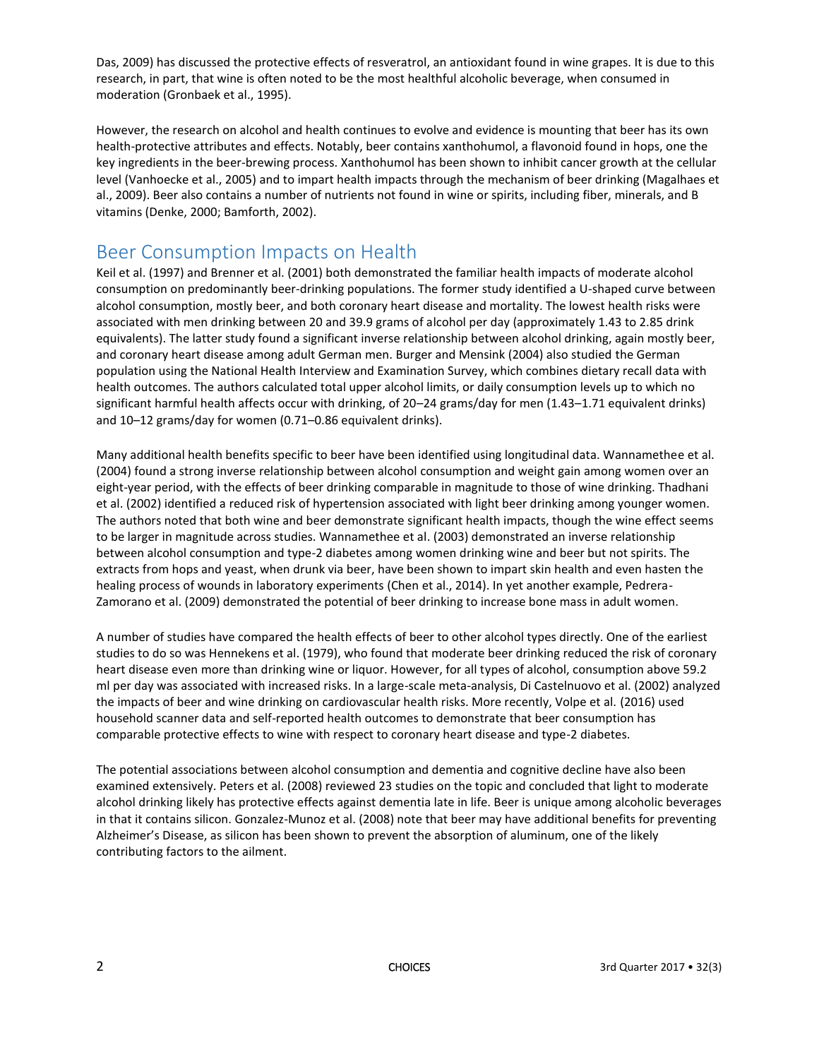Das, 2009) has discussed the protective effects of resveratrol, an antioxidant found in wine grapes. It is due to this research, in part, that wine is often noted to be the most healthful alcoholic beverage, when consumed in moderation (Gronbaek et al., 1995).

However, the research on alcohol and health continues to evolve and evidence is mounting that beer has its own health-protective attributes and effects. Notably, beer contains xanthohumol, a flavonoid found in hops, one the key ingredients in the beer-brewing process. Xanthohumol has been shown to inhibit cancer growth at the cellular level (Vanhoecke et al., 2005) and to impart health impacts through the mechanism of beer drinking (Magalhaes et al., 2009). Beer also contains a number of nutrients not found in wine or spirits, including fiber, minerals, and B vitamins (Denke, 2000; Bamforth, 2002).

## Beer Consumption Impacts on Health

Keil et al. (1997) and Brenner et al. (2001) both demonstrated the familiar health impacts of moderate alcohol consumption on predominantly beer-drinking populations. The former study identified a U-shaped curve between alcohol consumption, mostly beer, and both coronary heart disease and mortality. The lowest health risks were associated with men drinking between 20 and 39.9 grams of alcohol per day (approximately 1.43 to 2.85 drink equivalents). The latter study found a significant inverse relationship between alcohol drinking, again mostly beer, and coronary heart disease among adult German men. Burger and Mensink (2004) also studied the German population using the National Health Interview and Examination Survey, which combines dietary recall data with health outcomes. The authors calculated total upper alcohol limits, or daily consumption levels up to which no significant harmful health affects occur with drinking, of 20–24 grams/day for men (1.43–1.71 equivalent drinks) and 10–12 grams/day for women (0.71–0.86 equivalent drinks).

Many additional health benefits specific to beer have been identified using longitudinal data. Wannamethee et al. (2004) found a strong inverse relationship between alcohol consumption and weight gain among women over an eight-year period, with the effects of beer drinking comparable in magnitude to those of wine drinking. Thadhani et al. (2002) identified a reduced risk of hypertension associated with light beer drinking among younger women. The authors noted that both wine and beer demonstrate significant health impacts, though the wine effect seems to be larger in magnitude across studies. Wannamethee et al. (2003) demonstrated an inverse relationship between alcohol consumption and type-2 diabetes among women drinking wine and beer but not spirits. The extracts from hops and yeast, when drunk via beer, have been shown to impart skin health and even hasten the healing process of wounds in laboratory experiments (Chen et al., 2014). In yet another example, Pedrera-Zamorano et al. (2009) demonstrated the potential of beer drinking to increase bone mass in adult women.

A number of studies have compared the health effects of beer to other alcohol types directly. One of the earliest studies to do so was Hennekens et al. (1979), who found that moderate beer drinking reduced the risk of coronary heart disease even more than drinking wine or liquor. However, for all types of alcohol, consumption above 59.2 ml per day was associated with increased risks. In a large-scale meta-analysis, Di Castelnuovo et al. (2002) analyzed the impacts of beer and wine drinking on cardiovascular health risks. More recently, Volpe et al. (2016) used household scanner data and self-reported health outcomes to demonstrate that beer consumption has comparable protective effects to wine with respect to coronary heart disease and type-2 diabetes.

The potential associations between alcohol consumption and dementia and cognitive decline have also been examined extensively. Peters et al. (2008) reviewed 23 studies on the topic and concluded that light to moderate alcohol drinking likely has protective effects against dementia late in life. Beer is unique among alcoholic beverages in that it contains silicon. Gonzalez-Munoz et al. (2008) note that beer may have additional benefits for preventing Alzheimer's Disease, as silicon has been shown to prevent the absorption of aluminum, one of the likely contributing factors to the ailment.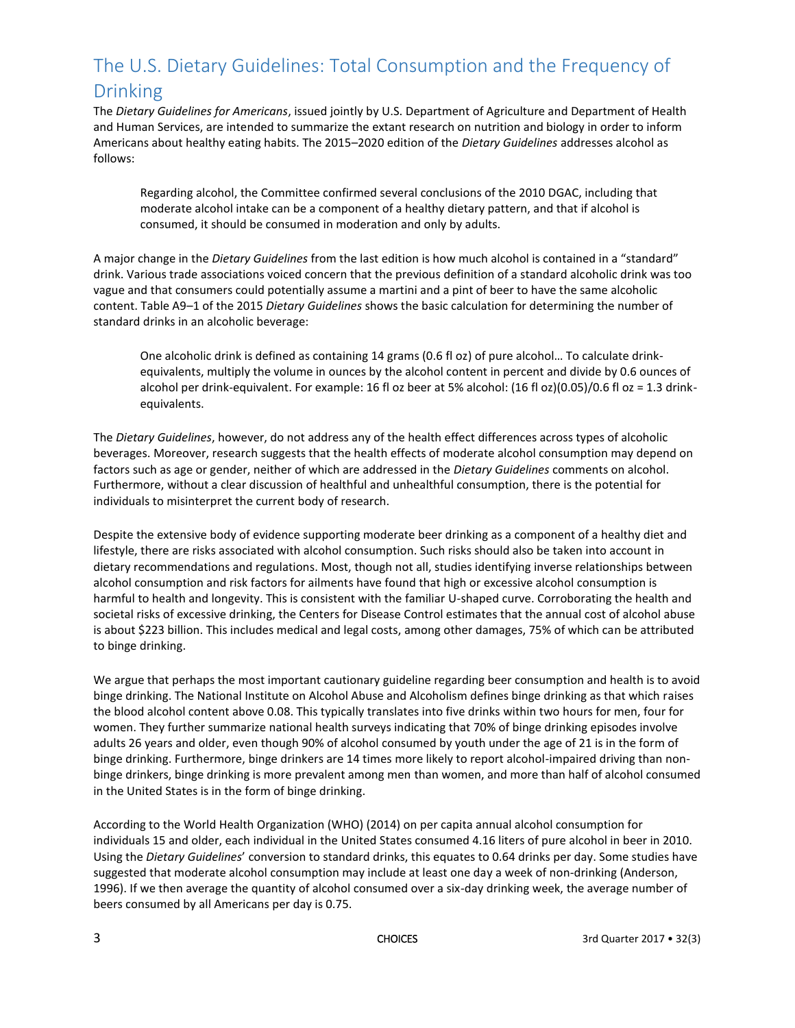## The U.S. Dietary Guidelines: Total Consumption and the Frequency of Drinking

The *Dietary Guidelines for Americans*, issued jointly by U.S. Department of Agriculture and Department of Health and Human Services, are intended to summarize the extant research on nutrition and biology in order to inform Americans about healthy eating habits. The 2015–2020 edition of the *Dietary Guidelines* addresses alcohol as follows:

> Regarding alcohol, the Committee confirmed several conclusions of the 2010 DGAC, including that moderate alcohol intake can be a component of a healthy dietary pattern, and that if alcohol is consumed, it should be consumed in moderation and only by adults.

A major change in the *Dietary Guidelines* from the last edition is how much alcohol is contained in a "standard" drink. Various trade associations voiced concern that the previous definition of a standard alcoholic drink was too vague and that consumers could potentially assume a martini and a pint of beer to have the same alcoholic content. Table A9–1 of the 2015 *Dietary Guidelines* shows the basic calculation for determining the number of standard drinks in an alcoholic beverage:

> One alcoholic drink is defined as containing 14 grams (0.6 fl oz) of pure alcohol… To calculate drink-equivalents, multiply the volume in ounces by the alcohol content in percent and divide by 0.6 ounces of alcohol per drink-equivalent. For example: 16 fl oz beer at 5% alcohol: (16 fl oz)(0.05)/0.6 fl oz = 1.3 drink-equivalents.

The *Dietary Guidelines*, however, do not address any of the health effect differences across types of alcoholic beverages. Moreover, research suggests that the health effects of moderate alcohol consumption may depend on factors such as age or gender, neither of which are addressed in the *Dietary Guidelines* comments on alcohol. Furthermore, without a clear discussion of healthful and unhealthful consumption, there is the potential for individuals to misinterpret the current body of research.

Despite the extensive body of evidence supporting moderate beer drinking as a component of a healthy diet and lifestyle, there are risks associated with alcohol consumption. Such risks should also be taken into account in dietary recommendations and regulations. Most, though not all, studies identifying inverse relationships between alcohol consumption and risk factors for ailments have found that high or excessive alcohol consumption is harmful to health and longevity. This is consistent with the familiar U-shaped curve. Corroborating the health and societal risks of excessive drinking, the Centers for Disease Control estimates that the annual cost of alcohol abuse is about $223 billion. This includes medical and legal costs, among other damages, 75% of which can be attributed to binge drinking.

We argue that perhaps the most important cautionary guideline regarding beer consumption and health is to avoid binge drinking. The National Institute on Alcohol Abuse and Alcoholism defines binge drinking as that which raises the blood alcohol content above 0.08. This typically translates into five drinks within two hours for men, four for women. They further summarize national health surveys indicating that 70% of binge drinking episodes involve adults 26 years and older, even though 90% of alcohol consumed by youth under the age of 21 is in the form of binge drinking. Furthermore, binge drinkers are 14 times more likely to report alcohol-impaired driving than non-binge drinkers, binge drinking is more prevalent among men than women, and more than half of alcohol consumed in the United States is in the form of binge drinking.

According to the World Health Organization (WHO) (2014) on per capita annual alcohol consumption for individuals 15 and older, each individual in the United States consumed 4.16 liters of pure alcohol in beer in 2010. Using the *Dietary Guidelines*' conversion to standard drinks, this equates to 0.64 drinks per day. Some studies have suggested that moderate alcohol consumption may include at least one day a week of non-drinking (Anderson, 1996). If we then average the quantity of alcohol consumed over a six-day drinking week, the average number of beers consumed by all Americans per day is 0.75.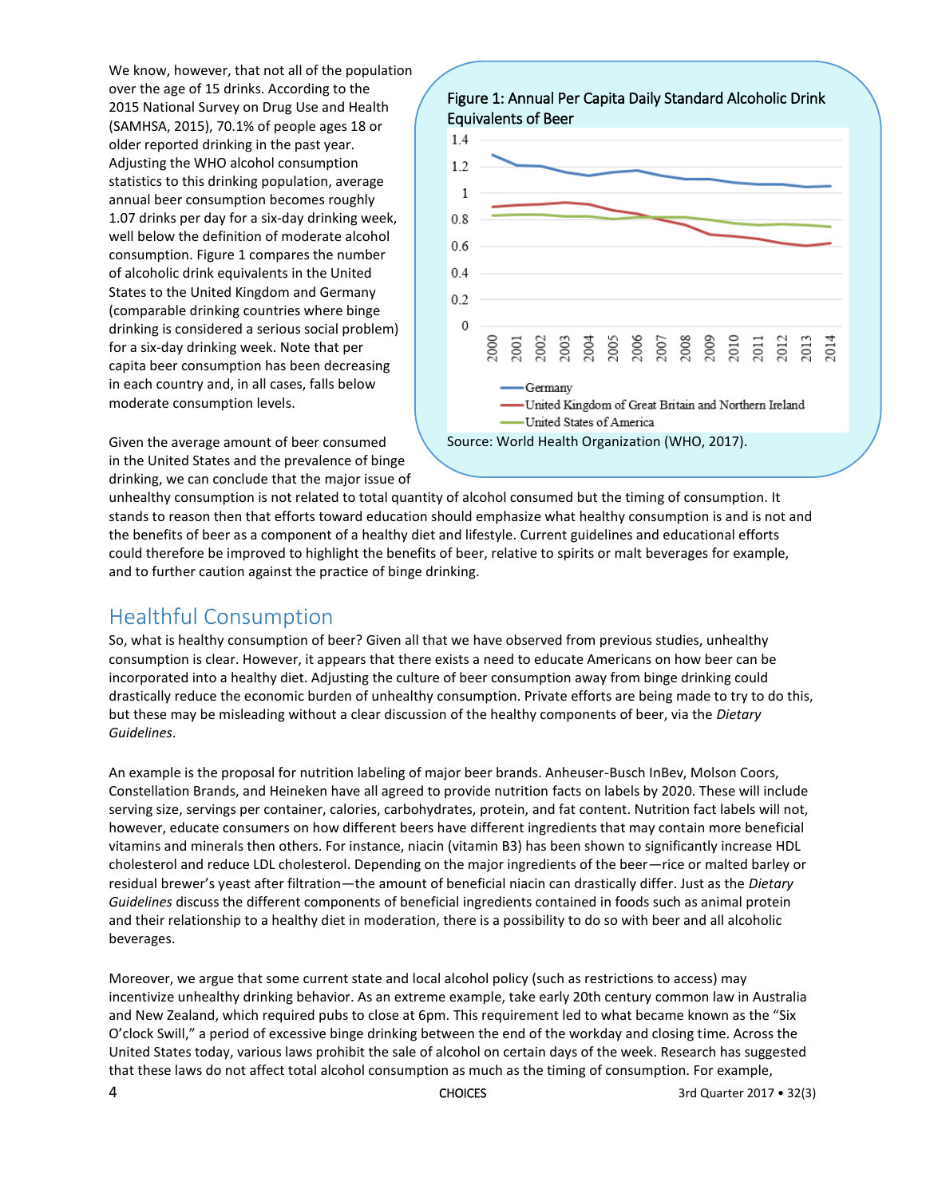We know, however, that not all of the population over the age of 15 drinks. According to the 2015 National Survey on Drug Use and Health (SAMHSA, 2015), 70.1% of people ages 18 or older reported drinking in the past year. Adjusting the WHO alcohol consumption statistics to this drinking population, average annual beer consumption becomes roughly 1.07 drinks per day for a six-day drinking week, well below the definition of moderate alcohol consumption. Figure 1 compares the number of alcoholic drink equivalents in the United States to the United Kingdom and Germany (comparable drinking countries where binge drinking is considered a serious social problem) for a six-day drinking week. Note that per capita beer consumption has been decreasing in each country and, in all cases, falls below moderate consumption levels.

Figure 1: Annual Per Capita Daily Standard Alcoholic Drink Equivalents of Beer

Source: World Health Organization (WHO, 2017).

Given the average amount of beer consumed in the United States and the prevalence of binge drinking, we can conclude that the major issue of unhealthy consumption is not related to total quantity of alcohol consumed but the timing of consumption. It stands to reason then that efforts toward education should emphasize what healthy consumption is and is not and the benefits of beer as a component of a healthy diet and lifestyle. Current guidelines and educational efforts could therefore be improved to highlight the benefits of beer, relative to spirits or malt beverages for example, and to further caution against the practice of binge drinking.

## Healthful Consumption

So, what is healthy consumption of beer? Given all that we have observed from previous studies, unhealthy consumption is clear. However, it appears that there exists a need to educate Americans on how beer can be incorporated into a healthy diet. Adjusting the culture of beer consumption away from binge drinking could drastically reduce the economic burden of unhealthy consumption. Private efforts are being made to try to do this, but these may be misleading without a clear discussion of the healthy components of beer, via the *Dietary Guidelines*.

An example is the proposal for nutrition labeling of major beer brands. Anheuser-Busch InBev, Molson Coors, Constellation Brands, and Heineken have all agreed to provide nutrition facts on labels by 2020. These will include serving size, servings per container, calories, carbohydrates, protein, and fat content. Nutrition fact labels will not, however, educate consumers on how different beers have different ingredients that may contain more beneficial vitamins and minerals then others. For instance, niacin (vitamin B3) has been shown to significantly increase HDL cholesterol and reduce LDL cholesterol. Depending on the major ingredients of the beer—rice or malted barley or residual brewer's yeast after filtration—the amount of beneficial niacin can drastically differ. Just as the *Dietary Guidelines* discuss the different components of beneficial ingredients contained in foods such as animal protein and their relationship to a healthy diet in moderation, there is a possibility to do so with beer and all alcoholic beverages.

Moreover, we argue that some current state and local alcohol policy (such as restrictions to access) may incentivize unhealthy drinking behavior. As an extreme example, take early 20th century common law in Australia and New Zealand, which required pubs to close at 6pm. This requirement led to what became known as the "Six O'clock Swill," a period of excessive binge drinking between the end of the workday and closing time. Across the United States today, various laws prohibit the sale of alcohol on certain days of the week. Research has suggested that these laws do not affect total alcohol consumption as much as the timing of consumption. For example,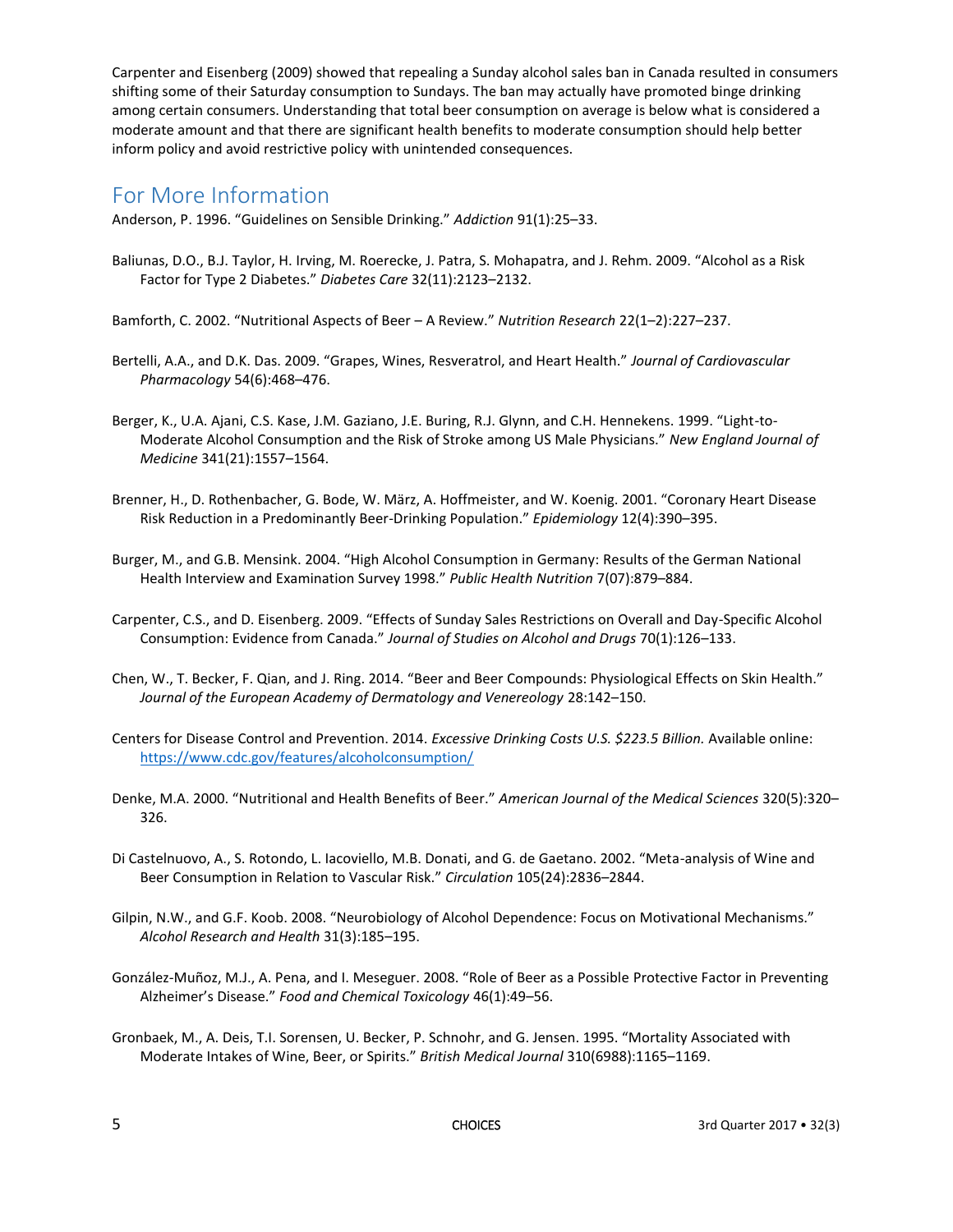Carpenter and Eisenberg (2009) showed that repealing a Sunday alcohol sales ban in Canada resulted in consumers shifting some of their Saturday consumption to Sundays. The ban may actually have promoted binge drinking among certain consumers. Understanding that total beer consumption on average is below what is considered a moderate amount and that there are significant health benefits to moderate consumption should help better inform policy and avoid restrictive policy with unintended consequences.

## For More Information

Anderson, P. 1996. "Guidelines on Sensible Drinking." *Addiction* 91(1):25–33.

Baliunas, D.O., B.J. Taylor, H. Irving, M. Roerecke, J. Patra, S. Mohapatra, and J. Rehm. 2009. "Alcohol as a Risk Factor for Type 2 Diabetes." *Diabetes Care* 32(11):2123–2132.

Bamforth, C. 2002. "Nutritional Aspects of Beer – A Review." *Nutrition Research* 22(1–2):227–237.

Bertelli, A.A., and D.K. Das. 2009. "Grapes, Wines, Resveratrol, and Heart Health." *Journal of Cardiovascular Pharmacology* 54(6):468–476.

Berger, K., U.A. Ajani, C.S. Kase, J.M. Gaziano, J.E. Buring, R.J. Glynn, and C.H. Hennekens. 1999. "Light-to-Moderate Alcohol Consumption and the Risk of Stroke among US Male Physicians." *New England Journal of Medicine* 341(21):1557–1564.

Brenner, H., D. Rothenbacher, G. Bode, W. März, A. Hoffmeister, and W. Koenig. 2001. "Coronary Heart Disease Risk Reduction in a Predominantly Beer-Drinking Population." *Epidemiology* 12(4):390–395.

Burger, M., and G.B. Mensink. 2004. "High Alcohol Consumption in Germany: Results of the German National Health Interview and Examination Survey 1998." *Public Health Nutrition* 7(07):879–884.

Carpenter, C.S., and D. Eisenberg. 2009. "Effects of Sunday Sales Restrictions on Overall and Day-Specific Alcohol Consumption: Evidence from Canada." *Journal of Studies on Alcohol and Drugs* 70(1):126–133.

Chen, W., T. Becker, F. Qian, and J. Ring. 2014. "Beer and Beer Compounds: Physiological Effects on Skin Health." *Journal of the European Academy of Dermatology and Venereology* 28:142–150.

Centers for Disease Control and Prevention. 2014. *Excessive Drinking Costs U.S. $223.5 Billion.* Available online: https://www.cdc.gov/features/alcoholconsumption/

Denke, M.A. 2000. "Nutritional and Health Benefits of Beer." *American Journal of the Medical Sciences* 320(5):320–326.

Di Castelnuovo, A., S. Rotondo, L. Iacoviello, M.B. Donati, and G. de Gaetano. 2002. "Meta-analysis of Wine and Beer Consumption in Relation to Vascular Risk." *Circulation* 105(24):2836–2844.

Gilpin, N.W., and G.F. Koob. 2008. "Neurobiology of Alcohol Dependence: Focus on Motivational Mechanisms." *Alcohol Research and Health* 31(3):185–195.

González-Muñoz, M.J., A. Pena, and I. Meseguer. 2008. "Role of Beer as a Possible Protective Factor in Preventing Alzheimer's Disease." *Food and Chemical Toxicology* 46(1):49–56.

Gronbaek, M., A. Deis, T.I. Sorensen, U. Becker, P. Schnohr, and G. Jensen. 1995. "Mortality Associated with Moderate Intakes of Wine, Beer, or Spirits." *British Medical Journal* 310(6988):1165–1169.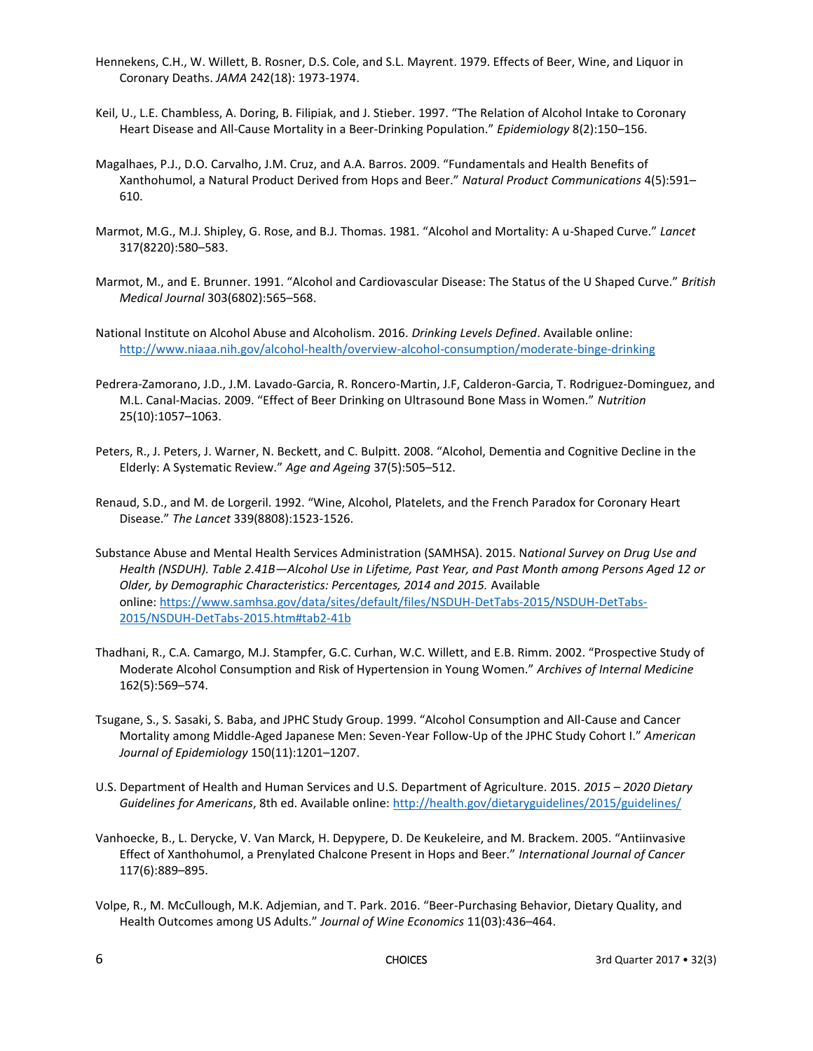Hennekens, C.H., W. Willett, B. Rosner, D.S. Cole, and S.L. Mayrent. 1979. Effects of Beer, Wine, and Liquor in Coronary Deaths. *JAMA* 242(18): 1973-1974.

Keil, U., L.E. Chambless, A. Doring, B. Filipiak, and J. Stieber. 1997. "The Relation of Alcohol Intake to Coronary Heart Disease and All-Cause Mortality in a Beer-Drinking Population." *Epidemiology* 8(2):150–156.

Magalhaes, P.J., D.O. Carvalho, J.M. Cruz, and A.A. Barros. 2009. "Fundamentals and Health Benefits of Xanthohumol, a Natural Product Derived from Hops and Beer." *Natural Product Communications* 4(5):591–610.

Marmot, M.G., M.J. Shipley, G. Rose, and B.J. Thomas. 1981. "Alcohol and Mortality: A u-Shaped Curve." *Lancet* 317(8220):580–583.

Marmot, M., and E. Brunner. 1991. "Alcohol and Cardiovascular Disease: The Status of the U Shaped Curve." *British Medical Journal* 303(6802):565–568.

National Institute on Alcohol Abuse and Alcoholism. 2016. *Drinking Levels Defined*. Available online: http://www.niaaa.nih.gov/alcohol-health/overview-alcohol-consumption/moderate-binge-drinking

Pedrera-Zamorano, J.D., J.M. Lavado-Garcia, R. Roncero-Martin, J.F, Calderon-Garcia, T. Rodriguez-Dominguez, and M.L. Canal-Macias. 2009. "Effect of Beer Drinking on Ultrasound Bone Mass in Women." *Nutrition* 25(10):1057–1063.

Peters, R., J. Peters, J. Warner, N. Beckett, and C. Bulpitt. 2008. "Alcohol, Dementia and Cognitive Decline in the Elderly: A Systematic Review." *Age and Ageing* 37(5):505–512.

Renaud, S.D., and M. de Lorgeril. 1992. "Wine, Alcohol, Platelets, and the French Paradox for Coronary Heart Disease." *The Lancet* 339(8808):1523-1526.

Substance Abuse and Mental Health Services Administration (SAMHSA). 2015. N*ational Survey on Drug Use and Health (NSDUH). Table 2.41B—Alcohol Use in Lifetime, Past Year, and Past Month among Persons Aged 12 or Older, by Demographic Characteristics: Percentages, 2014 and 2015.* Available online: https://www.samhsa.gov/data/sites/default/files/NSDUH-DetTabs-2015/NSDUH-DetTabs-2015/NSDUH-DetTabs-2015.htm#tab2-41b

Thadhani, R., C.A. Camargo, M.J. Stampfer, G.C. Curhan, W.C. Willett, and E.B. Rimm. 2002. "Prospective Study of Moderate Alcohol Consumption and Risk of Hypertension in Young Women." *Archives of Internal Medicine* 162(5):569–574.

Tsugane, S., S. Sasaki, S. Baba, and JPHC Study Group. 1999. "Alcohol Consumption and All-Cause and Cancer Mortality among Middle-Aged Japanese Men: Seven-Year Follow-Up of the JPHC Study Cohort I." *American Journal of Epidemiology* 150(11):1201–1207.

U.S. Department of Health and Human Services and U.S. Department of Agriculture. 2015. *2015 – 2020 Dietary Guidelines for Americans*, 8th ed. Available online: http://health.gov/dietaryguidelines/2015/guidelines/

Vanhoecke, B., L. Derycke, V. Van Marck, H. Depypere, D. De Keukeleire, and M. Brackem. 2005. "Antiinvasive Effect of Xanthohumol, a Prenylated Chalcone Present in Hops and Beer." *International Journal of Cancer* 117(6):889–895.

Volpe, R., M. McCullough, M.K. Adjemian, and T. Park. 2016. "Beer-Purchasing Behavior, Dietary Quality, and Health Outcomes among US Adults." *Journal of Wine Economics* 11(03):436–464.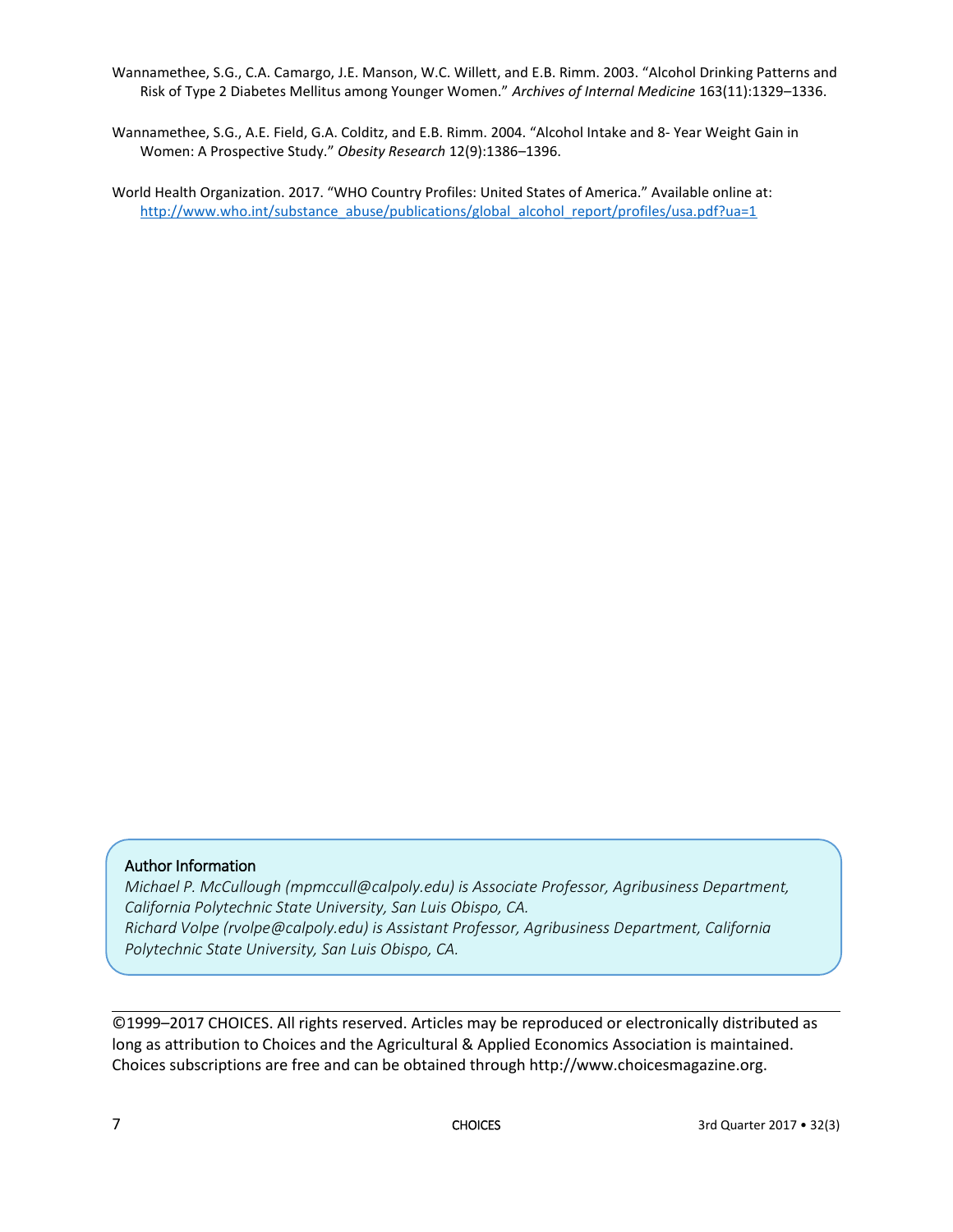Wannamethee, S.G., C.A. Camargo, J.E. Manson, W.C. Willett, and E.B. Rimm. 2003. "Alcohol Drinking Patterns and Risk of Type 2 Diabetes Mellitus among Younger Women." *Archives of Internal Medicine* 163(11):1329–1336.

Wannamethee, S.G., A.E. Field, G.A. Colditz, and E.B. Rimm. 2004. "Alcohol Intake and 8- Year Weight Gain in Women: A Prospective Study." *Obesity Research* 12(9):1386–1396.

World Health Organization. 2017. "WHO Country Profiles: United States of America." Available online at: http://www.who.int/substance_abuse/publications/global_alcohol_report/profiles/usa.pdf?ua=1

**Author Information**

*Michael P. McCullough (mpmccull@calpoly.edu) is Associate Professor, Agribusiness Department, California Polytechnic State University, San Luis Obispo, CA.*

*Richard Volpe (rvolpe@calpoly.edu) is Assistant Professor, Agribusiness Department, California Polytechnic State University, San Luis Obispo, CA.*

©1999–2017 CHOICES. All rights reserved. Articles may be reproduced or electronically distributed as long as attribution to Choices and the Agricultural & Applied Economics Association is maintained. Choices subscriptions are free and can be obtained through http://www.choicesmagazine.org.